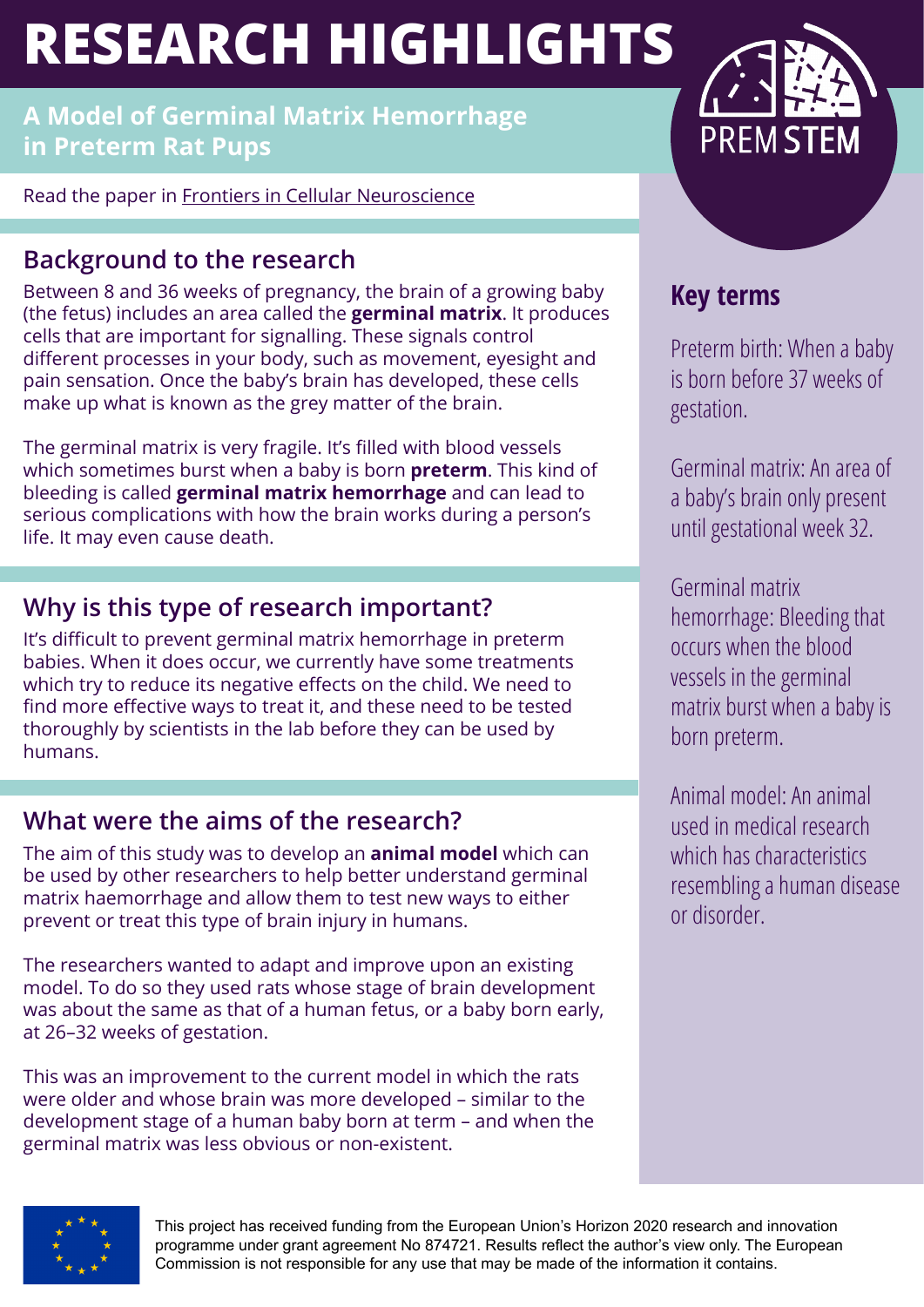# RESEARCH HIGHLIGHTS

## A Model of Germinal Matrix Hemorrhage in Preterm Rat Pups

Read the paper in Frontiers in Cellular Neuroscience

## Background to the research

Between 8 and 36 weeks of pregnancy, the brain of a growing baby (the fetus) includes an area called the **germinal matrix**. It produces cells that are important for signalling. These signals control different processes in your body, such as movement, eyesight and pain sensation. Once the baby's brain has developed, these cells make up what is known as the grey matter of the brain.

The germinal matrix is very fragile. It's filled with blood vessels which sometimes burst when a baby is born **preterm**. This kind of bleeding is called **germinal matrix hemorrhage** and can lead to serious complications with how the brain works during a person's life. It may even cause death.

## Why is this type of research important?

It's difficult to prevent germinal matrix hemorrhage in preterm babies. When it does occur, we currently have some treatments which try to reduce its negative effects on the child. We need to find more effective ways to treat it, and these need to be tested thoroughly by scientists in the lab before they can be used by humans.

## What were the aims of the research?

The aim of this study was to develop an **animal model** which can be used by other researchers to help better understand germinal matrix haemorrhage and allow them to test new ways to either prevent or treat this type of brain injury in humans.

The researchers wanted to adapt and improve upon an existing model. To do so they used rats whose stage of brain development was about the same as that of a human fetus, or a baby born early, at 26–32 weeks of gestation.

This was an improvement to the current model in which the rats were older and whose brain was more developed – similar to the development stage of a human baby born at term – and when the germinal matrix was less obvious or non-existent.

## Key terms

Preterm birth: When a baby is born before 37 weeks of gestation.

Germinal matrix: An area of a baby's brain only present until gestational week 32.

Germinal matrix hemorrhage: Bleeding that occurs when the blood vessels in the germinal matrix burst when a baby is born preterm.

Animal model: An animal used in medical research which has characteristics resembling a human disease or disorder.

This project has received funding from the European Union's Horizon 2020 research and innovation programme under grant agreement No 874721. Results reflect the author's view only. The European Commission is not responsible for any use that may be made of the information it contains.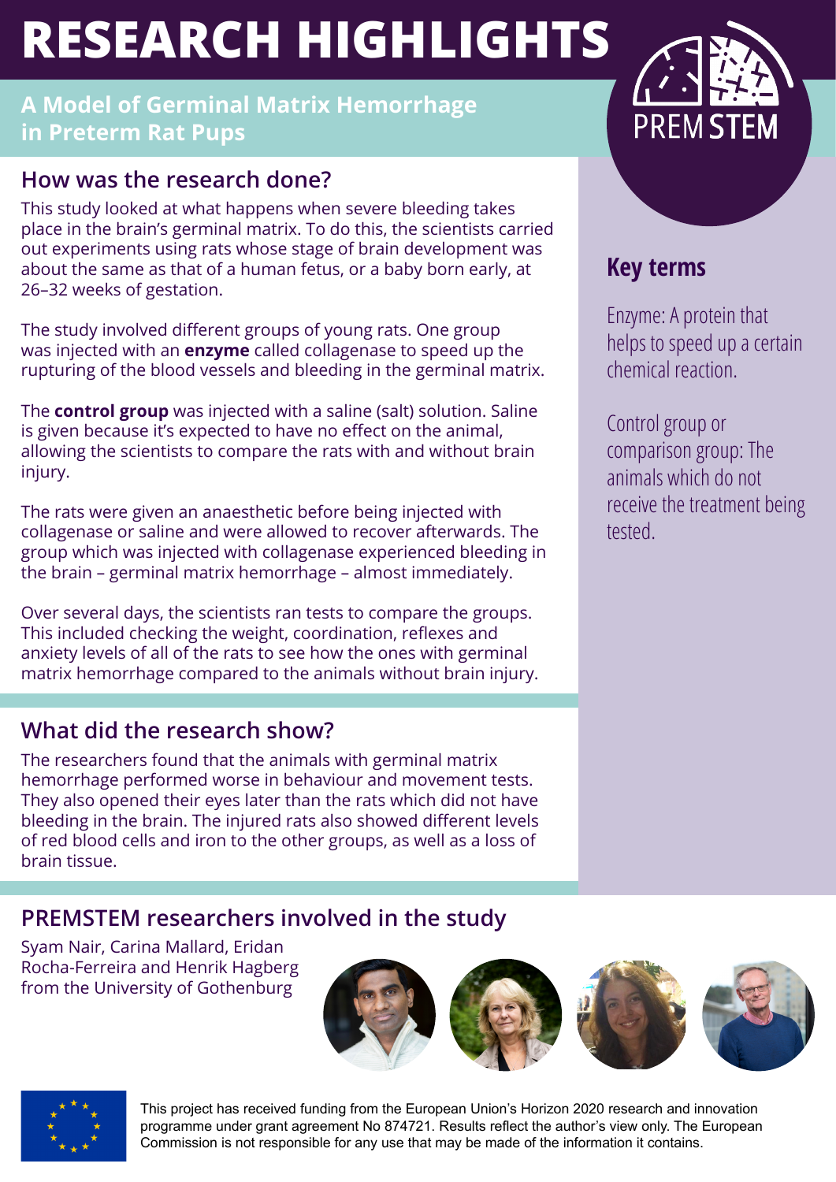# RESEARCH HIGHLIGHTS

## A Model of Germinal Matrix Hemorrhage in Preterm Rat Pups

PREM STEM

### How was the research done?

This study looked at what happens when severe bleeding takes place in the brain's germinal matrix. To do this, the scientists carried out experiments using rats whose stage of brain development was about the same as that of a human fetus, or a baby born early, at 26–32 weeks of gestation.

The study involved different groups of young rats. One group was injected with an **enzyme** called collagenase to speed up the rupturing of the blood vessels and bleeding in the germinal matrix.

The **control group** was injected with a saline (salt) solution. Saline is given because it's expected to have no effect on the animal, allowing the scientists to compare the rats with and without brain injury.

The rats were given an anaesthetic before being injected with collagenase or saline and were allowed to recover afterwards. The group which was injected with collagenase experienced bleeding in the brain – germinal matrix hemorrhage – almost immediately.

Over several days, the scientists ran tests to compare the groups. This included checking the weight, coordination, reflexes and anxiety levels of all of the rats to see how the ones with germinal matrix hemorrhage compared to the animals without brain injury.

### Key terms

Enzyme: A protein that helps to speed up a certain chemical reaction.

Control group or comparison group: The animals which do not receive the treatment being tested.

### What did the research show?

The researchers found that the animals with germinal matrix hemorrhage performed worse in behaviour and movement tests. They also opened their eyes later than the rats which did not have bleeding in the brain. The injured rats also showed different levels of red blood cells and iron to the other groups, as well as a loss of brain tissue.

### PREMSTEM researchers involved in the study

Syam Nair, Carina Mallard, Eridan Rocha-Ferreira and Henrik Hagberg from the University of Gothenburg

This project has received funding from the European Union's Horizon 2020 research and innovation programme under grant agreement No 874721. Results reflect the author's view only. The European Commission is not responsible for any use that may be made of the information it contains.